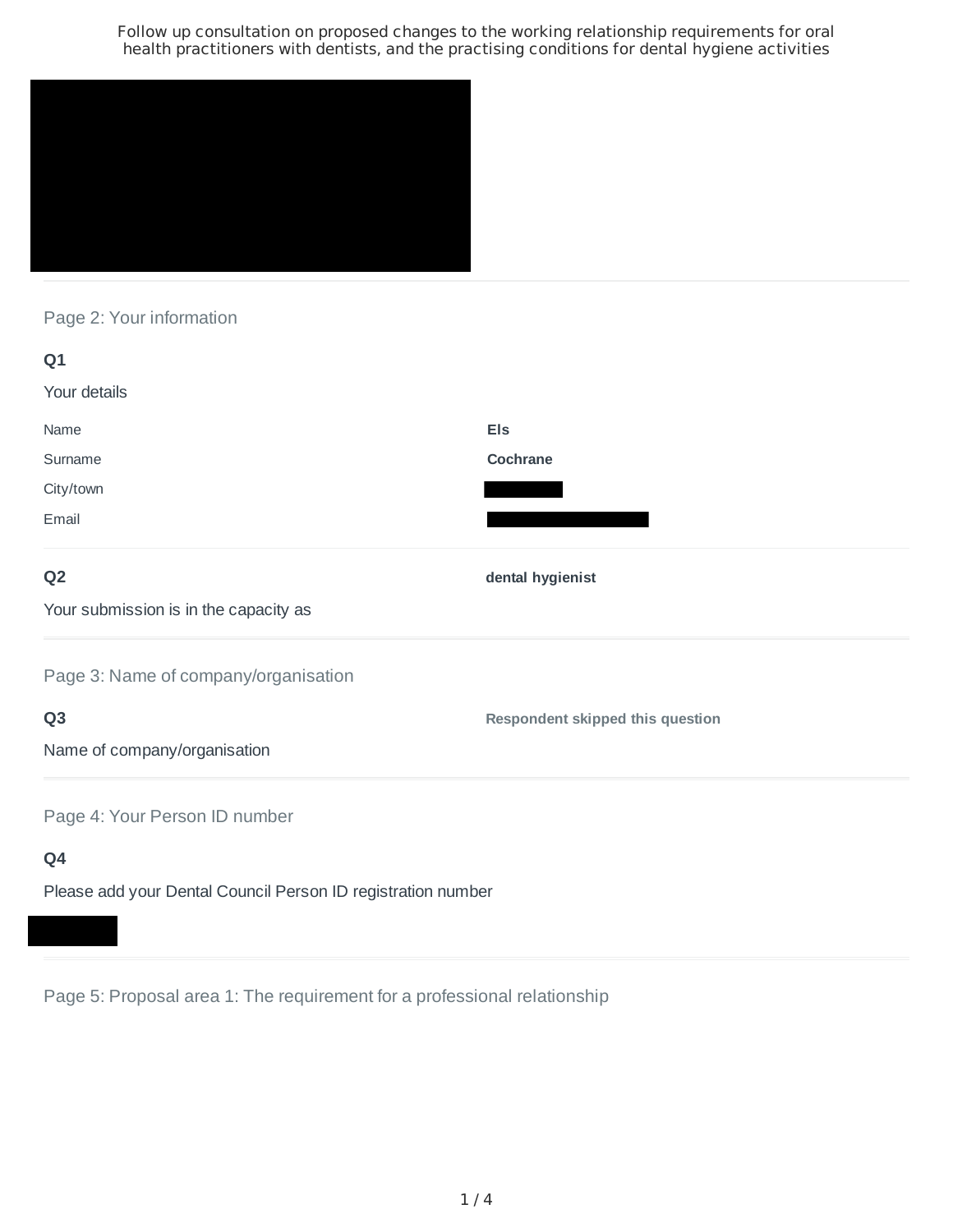Follow up consultation on proposed changes to the working relationship requirements for oral health practitioners with dentists, and the practising conditions for dental hygiene activities

## Page 2: Your information

**Q1**

Your details

| | |
|---|---|
| Name | **Els** |
| Surname | **Cochrane** |
| City/town | |
| Email | |

**Q2**

Your submission is in the capacity as

**dental hygienist**

## Page 3: Name of company/organisation

**Q3**

Name of company/organisation

**Respondent skipped this question**

## Page 4: Your Person ID number

**Q4**

Please add your Dental Council Person ID registration number

## Page 5: Proposal area 1: The requirement for a professional relationship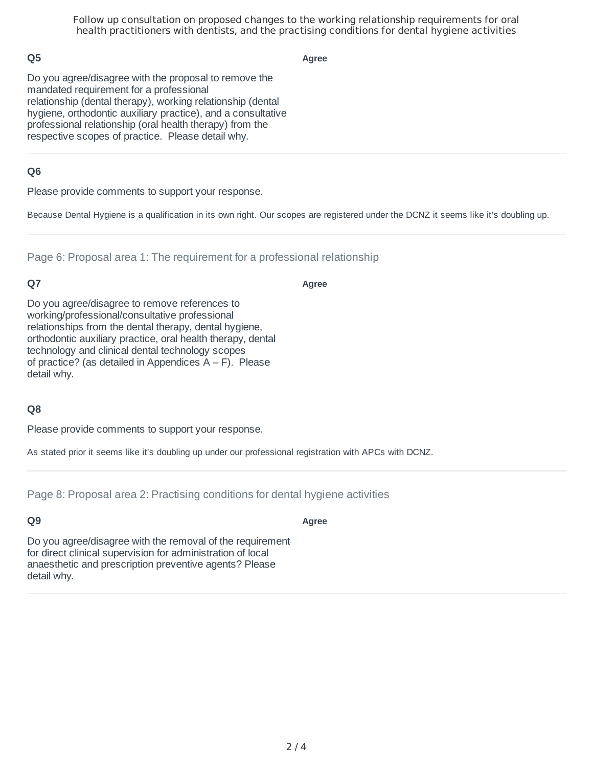### Q5

**Agree**

Do you agree/disagree with the proposal to remove the mandated requirement for a professional relationship (dental therapy), working relationship (dental hygiene, orthodontic auxiliary practice), and a consultative professional relationship (oral health therapy) from the respective scopes of practice. Please detail why.

### Q6

Please provide comments to support your response.

Because Dental Hygiene is a qualification in its own right. Our scopes are registered under the DCNZ it seems like it's doubling up.

## Page 6: Proposal area 1: The requirement for a professional relationship

### Q7

**Agree**

Do you agree/disagree to remove references to working/professional/consultative professional relationships from the dental therapy, dental hygiene, orthodontic auxiliary practice, oral health therapy, dental technology and clinical dental technology scopes of practice? (as detailed in Appendices A – F). Please detail why.

### Q8

Please provide comments to support your response.

As stated prior it seems like it's doubling up under our professional registration with APCs with DCNZ.

## Page 8: Proposal area 2: Practising conditions for dental hygiene activities

### Q9

**Agree**

Do you agree/disagree with the removal of the requirement for direct clinical supervision for administration of local anaesthetic and prescription preventive agents? Please detail why.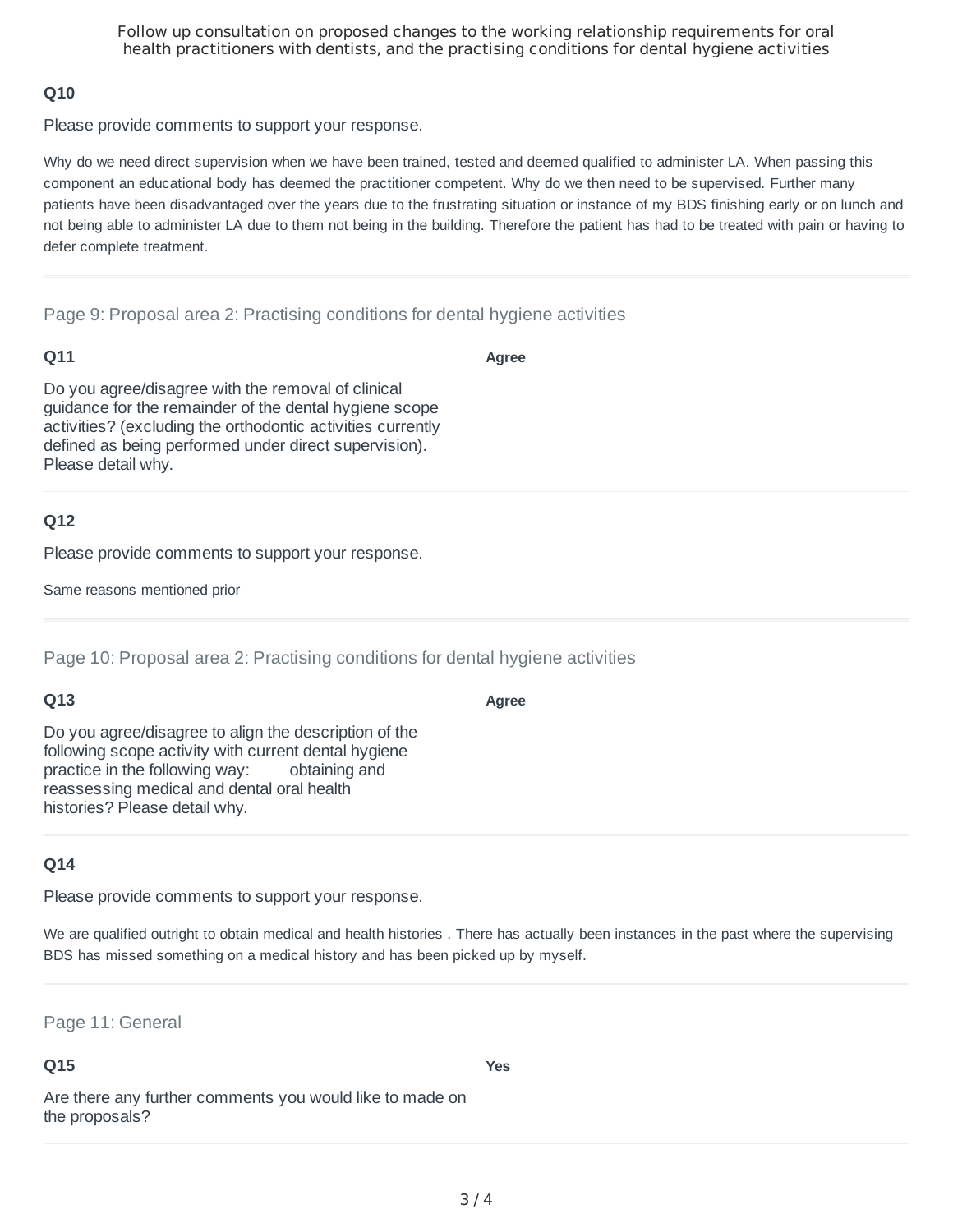### Q10

Please provide comments to support your response.

Why do we need direct supervision when we have been trained, tested and deemed qualified to administer LA. When passing this component an educational body has deemed the practitioner competent. Why do we then need to be supervised. Further many patients have been disadvantaged over the years due to the frustrating situation or instance of my BDS finishing early or on lunch and not being able to administer LA due to them not being in the building. Therefore the patient has had to be treated with pain or having to defer complete treatment.

---

## Page 9: Proposal area 2: Practising conditions for dental hygiene activities

### Q11

Do you agree/disagree with the removal of clinical guidance for the remainder of the dental hygiene scope activities? (excluding the orthodontic activities currently defined as being performed under direct supervision). Please detail why.

**Agree**

### Q12

Please provide comments to support your response.

Same reasons mentioned prior

---

## Page 10: Proposal area 2: Practising conditions for dental hygiene activities

### Q13

Do you agree/disagree to align the description of the following scope activity with current dental hygiene practice in the following way: obtaining and reassessing medical and dental oral health histories? Please detail why.

**Agree**

### Q14

Please provide comments to support your response.

We are qualified outright to obtain medical and health histories . There has actually been instances in the past where the supervising BDS has missed something on a medical history and has been picked up by myself.

---

## Page 11: General

### Q15

Are there any further comments you would like to made on the proposals?

**Yes**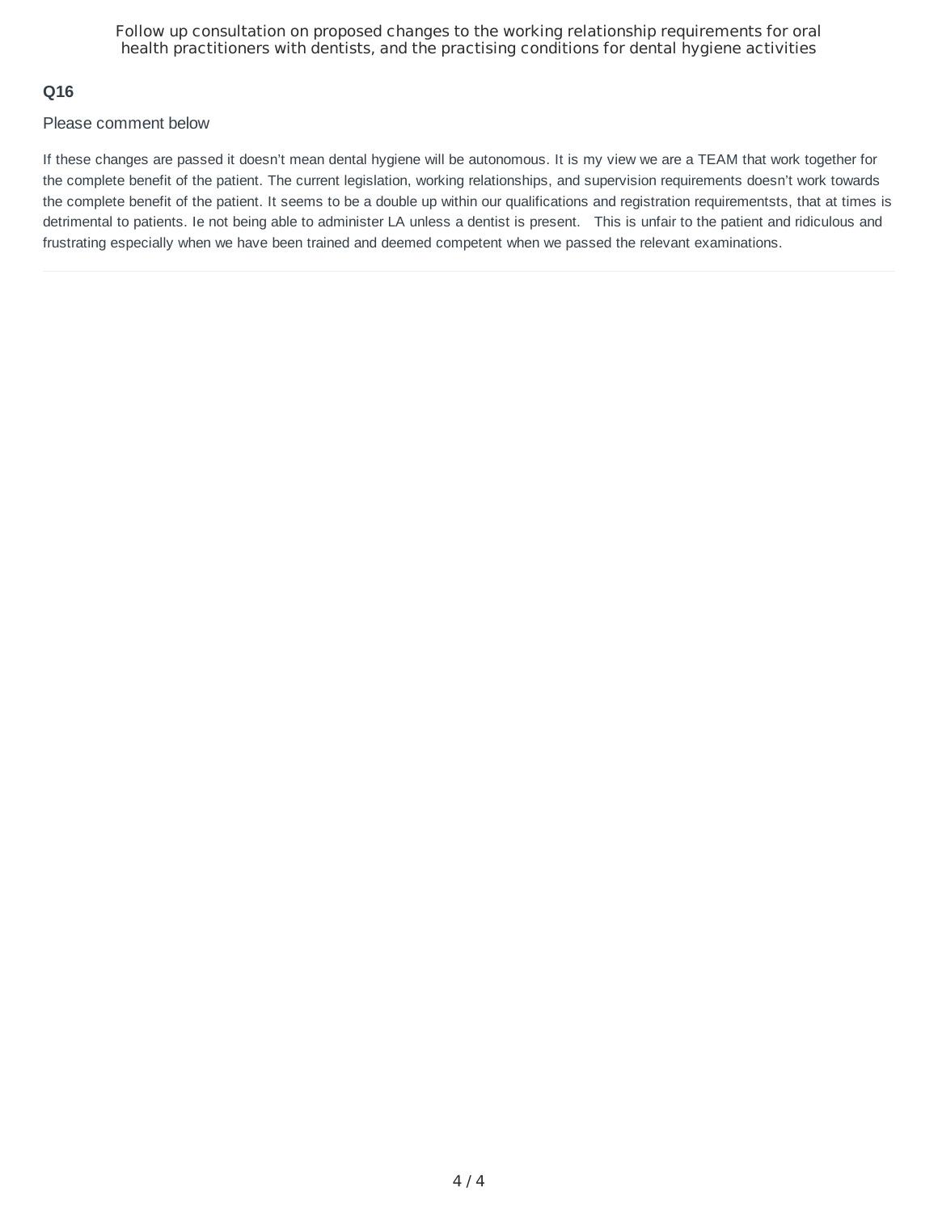## Q16

Please comment below

If these changes are passed it doesn't mean dental hygiene will be autonomous. It is my view we are a TEAM that work together for the complete benefit of the patient. The current legislation, working relationships, and supervision requirements doesn't work towards the complete benefit of the patient. It seems to be a double up within our qualifications and registration requirementsts, that at times is detrimental to patients. Ie not being able to administer LA unless a dentist is present. This is unfair to the patient and ridiculous and frustrating especially when we have been trained and deemed competent when we passed the relevant examinations.